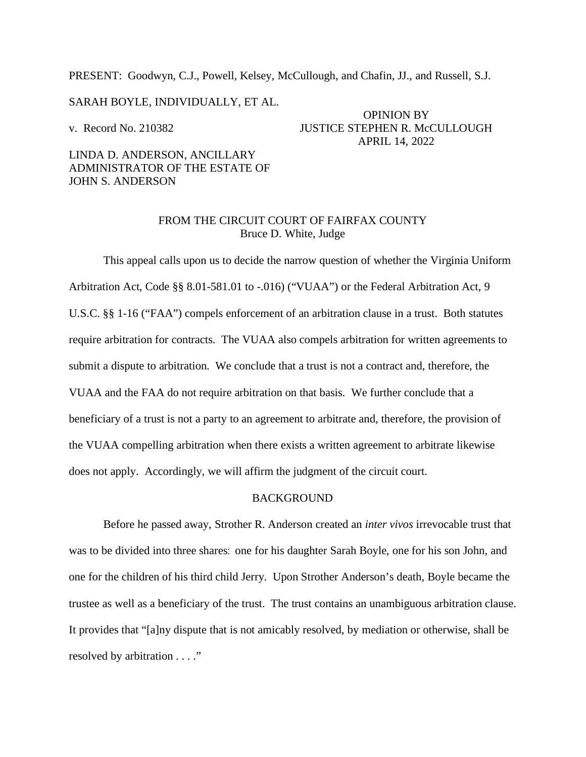PRESENT: Goodwyn, C.J., Powell, Kelsey, McCullough, and Chafin, JJ., and Russell, S.J.

SARAH BOYLE, INDIVIDUALLY, ET AL.

v. Record No. 210382

OPINION BY
JUSTICE STEPHEN R. McCULLOUGH
APRIL 14, 2022

LINDA D. ANDERSON, ANCILLARY ADMINISTRATOR OF THE ESTATE OF JOHN S. ANDERSON

FROM THE CIRCUIT COURT OF FAIRFAX COUNTY
Bruce D. White, Judge

This appeal calls upon us to decide the narrow question of whether the Virginia Uniform Arbitration Act, Code §§ 8.01-581.01 to -.016) ("VUAA") or the Federal Arbitration Act, 9 U.S.C. §§ 1-16 ("FAA") compels enforcement of an arbitration clause in a trust. Both statutes require arbitration for contracts. The VUAA also compels arbitration for written agreements to submit a dispute to arbitration. We conclude that a trust is not a contract and, therefore, the VUAA and the FAA do not require arbitration on that basis. We further conclude that a beneficiary of a trust is not a party to an agreement to arbitrate and, therefore, the provision of the VUAA compelling arbitration when there exists a written agreement to arbitrate likewise does not apply. Accordingly, we will affirm the judgment of the circuit court.

## BACKGROUND

Before he passed away, Strother R. Anderson created an *inter vivos* irrevocable trust that was to be divided into three shares: one for his daughter Sarah Boyle, one for his son John, and one for the children of his third child Jerry. Upon Strother Anderson's death, Boyle became the trustee as well as a beneficiary of the trust. The trust contains an unambiguous arbitration clause. It provides that "[a]ny dispute that is not amicably resolved, by mediation or otherwise, shall be resolved by arbitration . . . ."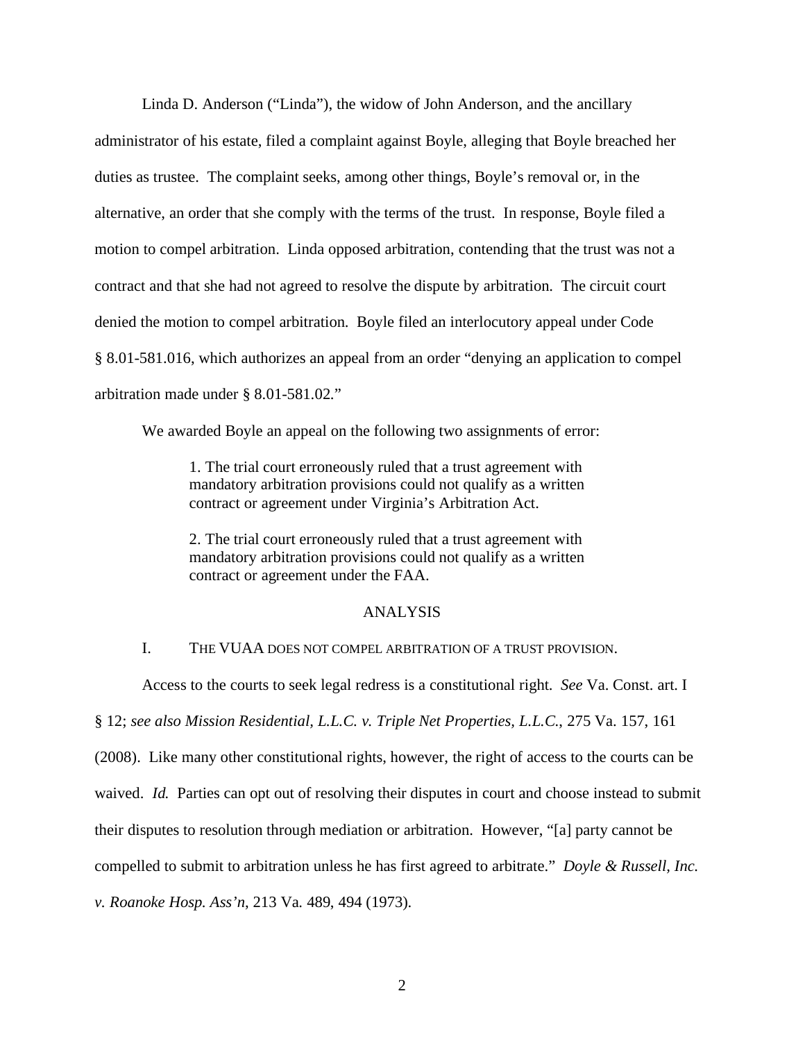Linda D. Anderson ("Linda"), the widow of John Anderson, and the ancillary administrator of his estate, filed a complaint against Boyle, alleging that Boyle breached her duties as trustee. The complaint seeks, among other things, Boyle's removal or, in the alternative, an order that she comply with the terms of the trust. In response, Boyle filed a motion to compel arbitration. Linda opposed arbitration, contending that the trust was not a contract and that she had not agreed to resolve the dispute by arbitration. The circuit court denied the motion to compel arbitration. Boyle filed an interlocutory appeal under Code § 8.01-581.016, which authorizes an appeal from an order "denying an application to compel arbitration made under § 8.01-581.02."

We awarded Boyle an appeal on the following two assignments of error:

> 1. The trial court erroneously ruled that a trust agreement with mandatory arbitration provisions could not qualify as a written contract or agreement under Virginia's Arbitration Act.
>
> 2. The trial court erroneously ruled that a trust agreement with mandatory arbitration provisions could not qualify as a written contract or agreement under the FAA.

## ANALYSIS

### I. THE VUAA DOES NOT COMPEL ARBITRATION OF A TRUST PROVISION.

Access to the courts to seek legal redress is a constitutional right. *See* Va. Const. art. I § 12; *see also Mission Residential, L.L.C. v. Triple Net Properties, L.L.C.*, 275 Va. 157, 161 (2008). Like many other constitutional rights, however, the right of access to the courts can be waived. *Id.* Parties can opt out of resolving their disputes in court and choose instead to submit their disputes to resolution through mediation or arbitration. However, "[a] party cannot be compelled to submit to arbitration unless he has first agreed to arbitrate." *Doyle & Russell, Inc. v. Roanoke Hosp. Ass'n*, 213 Va. 489, 494 (1973).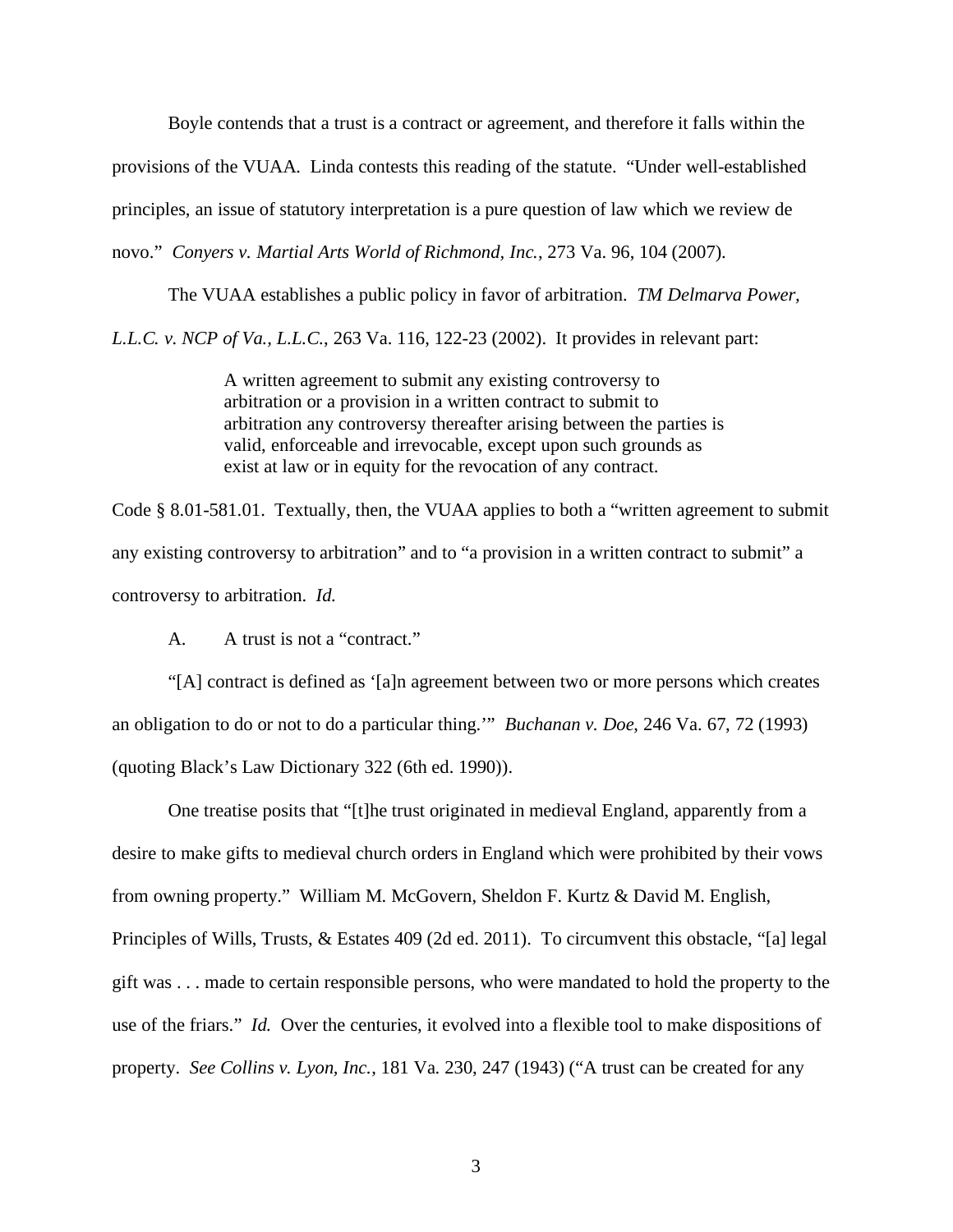Boyle contends that a trust is a contract or agreement, and therefore it falls within the provisions of the VUAA. Linda contests this reading of the statute. "Under well-established principles, an issue of statutory interpretation is a pure question of law which we review de novo." *Conyers v. Martial Arts World of Richmond, Inc.*, 273 Va. 96, 104 (2007).

The VUAA establishes a public policy in favor of arbitration. *TM Delmarva Power, L.L.C. v. NCP of Va., L.L.C.*, 263 Va. 116, 122-23 (2002). It provides in relevant part:

> A written agreement to submit any existing controversy to arbitration or a provision in a written contract to submit to arbitration any controversy thereafter arising between the parties is valid, enforceable and irrevocable, except upon such grounds as exist at law or in equity for the revocation of any contract.

Code § 8.01-581.01. Textually, then, the VUAA applies to both a "written agreement to submit any existing controversy to arbitration" and to "a provision in a written contract to submit" a controversy to arbitration. *Id.*

A. A trust is not a "contract."

"[A] contract is defined as '[a]n agreement between two or more persons which creates an obligation to do or not to do a particular thing.'" *Buchanan v. Doe*, 246 Va. 67, 72 (1993) (quoting Black's Law Dictionary 322 (6th ed. 1990)).

One treatise posits that "[t]he trust originated in medieval England, apparently from a desire to make gifts to medieval church orders in England which were prohibited by their vows from owning property." William M. McGovern, Sheldon F. Kurtz & David M. English, Principles of Wills, Trusts, & Estates 409 (2d ed. 2011). To circumvent this obstacle, "[a] legal gift was . . . made to certain responsible persons, who were mandated to hold the property to the use of the friars." *Id.* Over the centuries, it evolved into a flexible tool to make dispositions of property. *See Collins v. Lyon, Inc.*, 181 Va. 230, 247 (1943) ("A trust can be created for any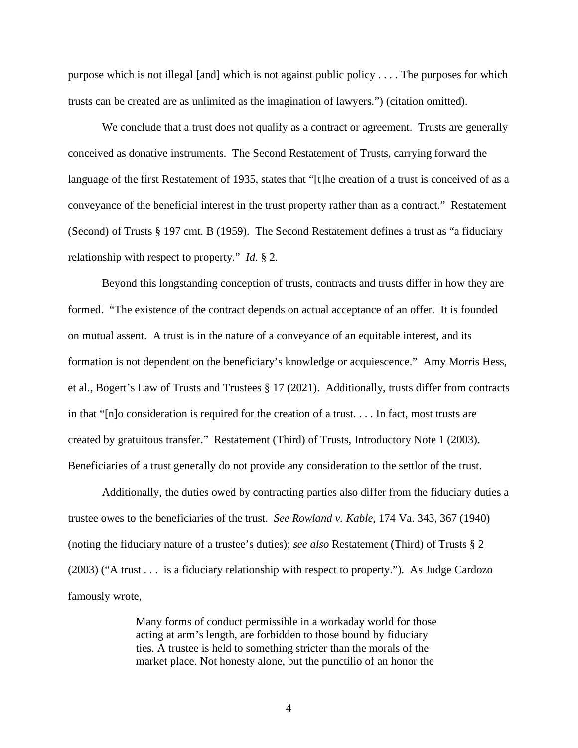purpose which is not illegal [and] which is not against public policy . . . . The purposes for which trusts can be created are as unlimited as the imagination of lawyers.") (citation omitted).

We conclude that a trust does not qualify as a contract or agreement. Trusts are generally conceived as donative instruments. The Second Restatement of Trusts, carrying forward the language of the first Restatement of 1935, states that "[t]he creation of a trust is conceived of as a conveyance of the beneficial interest in the trust property rather than as a contract." Restatement (Second) of Trusts § 197 cmt. B (1959). The Second Restatement defines a trust as "a fiduciary relationship with respect to property." *Id.* § 2.

Beyond this longstanding conception of trusts, contracts and trusts differ in how they are formed. "The existence of the contract depends on actual acceptance of an offer. It is founded on mutual assent. A trust is in the nature of a conveyance of an equitable interest, and its formation is not dependent on the beneficiary's knowledge or acquiescence." Amy Morris Hess, et al., Bogert's Law of Trusts and Trustees § 17 (2021). Additionally, trusts differ from contracts in that "[n]o consideration is required for the creation of a trust. . . . In fact, most trusts are created by gratuitous transfer." Restatement (Third) of Trusts, Introductory Note 1 (2003). Beneficiaries of a trust generally do not provide any consideration to the settlor of the trust.

Additionally, the duties owed by contracting parties also differ from the fiduciary duties a trustee owes to the beneficiaries of the trust. *See Rowland v. Kable*, 174 Va. 343, 367 (1940) (noting the fiduciary nature of a trustee's duties); *see also* Restatement (Third) of Trusts § 2 (2003) ("A trust . . . is a fiduciary relationship with respect to property."). As Judge Cardozo famously wrote,

> Many forms of conduct permissible in a workaday world for those acting at arm's length, are forbidden to those bound by fiduciary ties. A trustee is held to something stricter than the morals of the market place. Not honesty alone, but the punctilio of an honor the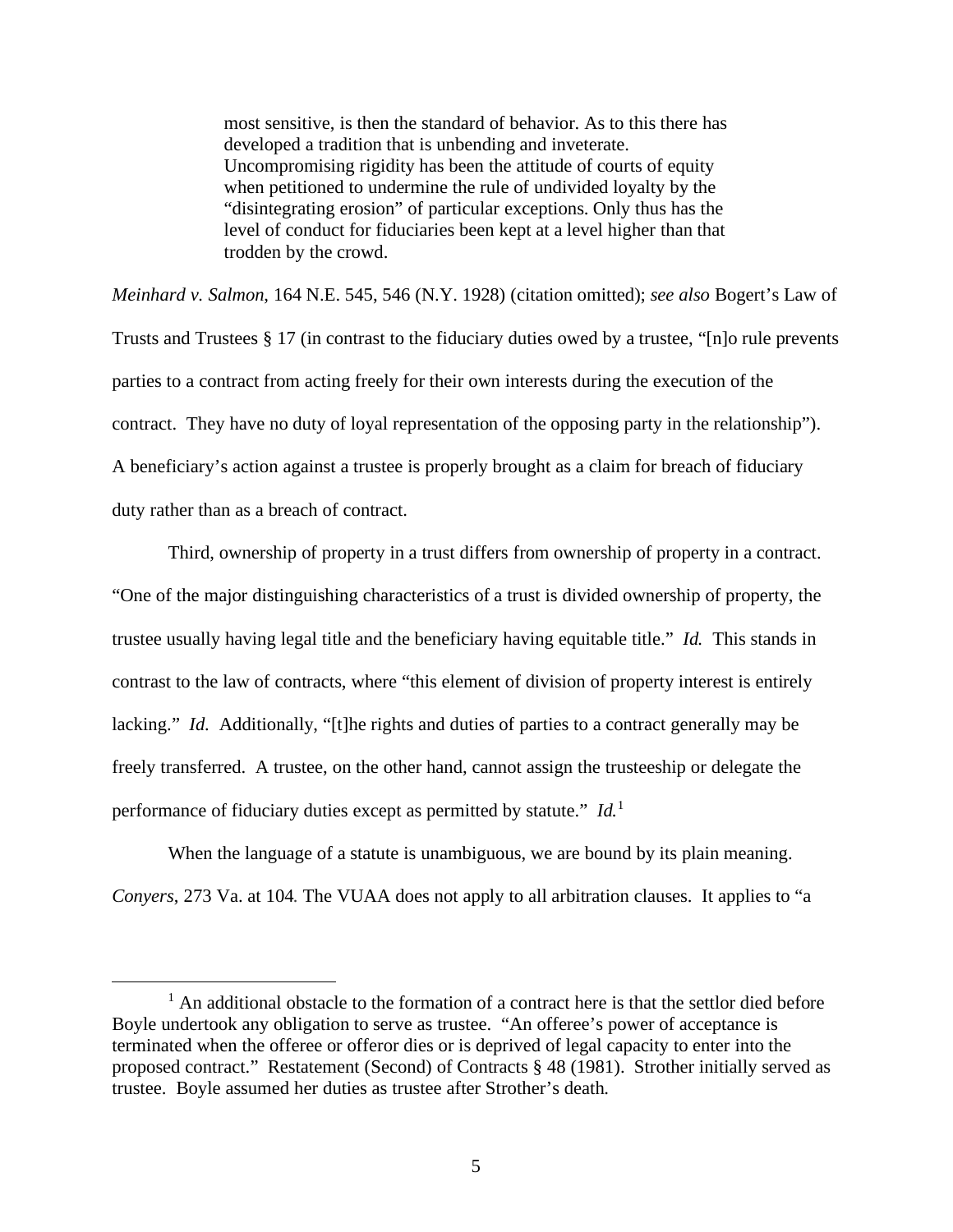> most sensitive, is then the standard of behavior. As to this there has developed a tradition that is unbending and inveterate. Uncompromising rigidity has been the attitude of courts of equity when petitioned to undermine the rule of undivided loyalty by the "disintegrating erosion" of particular exceptions. Only thus has the level of conduct for fiduciaries been kept at a level higher than that trodden by the crowd.

*Meinhard v. Salmon*, 164 N.E. 545, 546 (N.Y. 1928) (citation omitted); *see also* Bogert's Law of Trusts and Trustees § 17 (in contrast to the fiduciary duties owed by a trustee, "[n]o rule prevents parties to a contract from acting freely for their own interests during the execution of the contract. They have no duty of loyal representation of the opposing party in the relationship"). A beneficiary's action against a trustee is properly brought as a claim for breach of fiduciary duty rather than as a breach of contract.

Third, ownership of property in a trust differs from ownership of property in a contract. "One of the major distinguishing characteristics of a trust is divided ownership of property, the trustee usually having legal title and the beneficiary having equitable title." *Id.* This stands in contrast to the law of contracts, where "this element of division of property interest is entirely lacking." *Id.* Additionally, "[t]he rights and duties of parties to a contract generally may be freely transferred. A trustee, on the other hand, cannot assign the trusteeship or delegate the performance of fiduciary duties except as permitted by statute." *Id.*[1]

When the language of a statute is unambiguous, we are bound by its plain meaning. *Conyers*, 273 Va. at 104. The VUAA does not apply to all arbitration clauses. It applies to "a

[1] An additional obstacle to the formation of a contract here is that the settlor died before Boyle undertook any obligation to serve as trustee. "An offeree's power of acceptance is terminated when the offeree or offeror dies or is deprived of legal capacity to enter into the proposed contract." Restatement (Second) of Contracts § 48 (1981). Strother initially served as trustee. Boyle assumed her duties as trustee after Strother's death.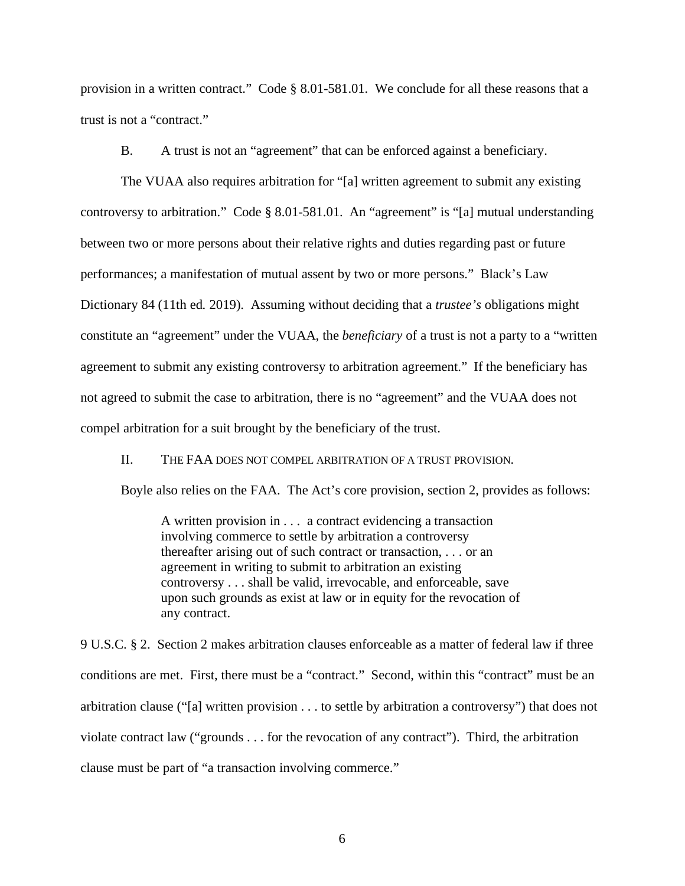provision in a written contract." Code § 8.01-581.01. We conclude for all these reasons that a trust is not a "contract."

B. A trust is not an "agreement" that can be enforced against a beneficiary.

The VUAA also requires arbitration for "[a] written agreement to submit any existing controversy to arbitration." Code § 8.01-581.01. An "agreement" is "[a] mutual understanding between two or more persons about their relative rights and duties regarding past or future performances; a manifestation of mutual assent by two or more persons." Black's Law Dictionary 84 (11th ed. 2019). Assuming without deciding that a *trustee's* obligations might constitute an "agreement" under the VUAA, the *beneficiary* of a trust is not a party to a "written agreement to submit any existing controversy to arbitration agreement." If the beneficiary has not agreed to submit the case to arbitration, there is no "agreement" and the VUAA does not compel arbitration for a suit brought by the beneficiary of the trust.

## II. THE FAA DOES NOT COMPEL ARBITRATION OF A TRUST PROVISION.

Boyle also relies on the FAA. The Act's core provision, section 2, provides as follows:

> A written provision in . . . a contract evidencing a transaction involving commerce to settle by arbitration a controversy thereafter arising out of such contract or transaction, . . . or an agreement in writing to submit to arbitration an existing controversy . . . shall be valid, irrevocable, and enforceable, save upon such grounds as exist at law or in equity for the revocation of any contract.

9 U.S.C. § 2. Section 2 makes arbitration clauses enforceable as a matter of federal law if three conditions are met. First, there must be a "contract." Second, within this "contract" must be an arbitration clause ("[a] written provision . . . to settle by arbitration a controversy") that does not violate contract law ("grounds . . . for the revocation of any contract"). Third, the arbitration clause must be part of "a transaction involving commerce."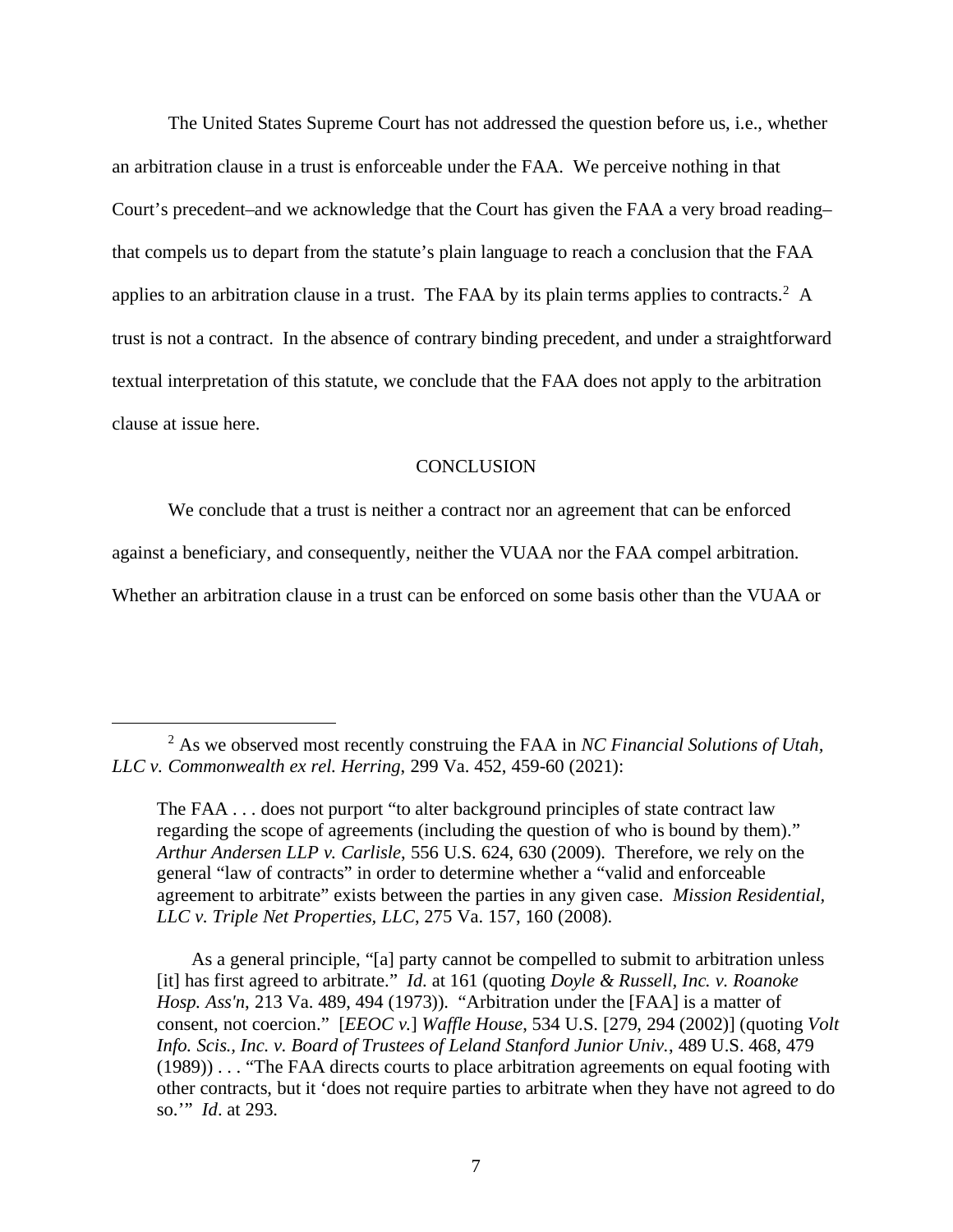The United States Supreme Court has not addressed the question before us, i.e., whether an arbitration clause in a trust is enforceable under the FAA. We perceive nothing in that Court's precedent–and we acknowledge that the Court has given the FAA a very broad reading–that compels us to depart from the statute's plain language to reach a conclusion that the FAA applies to an arbitration clause in a trust. The FAA by its plain terms applies to contracts.[2] A trust is not a contract. In the absence of contrary binding precedent, and under a straightforward textual interpretation of this statute, we conclude that the FAA does not apply to the arbitration clause at issue here.

## CONCLUSION

We conclude that a trust is neither a contract nor an agreement that can be enforced against a beneficiary, and consequently, neither the VUAA nor the FAA compel arbitration. Whether an arbitration clause in a trust can be enforced on some basis other than the VUAA or

---

[2] As we observed most recently construing the FAA in *NC Financial Solutions of Utah, LLC v. Commonwealth ex rel. Herring*, 299 Va. 452, 459-60 (2021):

> The FAA . . . does not purport "to alter background principles of state contract law regarding the scope of agreements (including the question of who is bound by them)." *Arthur Andersen LLP v. Carlisle*, 556 U.S. 624, 630 (2009). Therefore, we rely on the general "law of contracts" in order to determine whether a "valid and enforceable agreement to arbitrate" exists between the parties in any given case. *Mission Residential, LLC v. Triple Net Properties, LLC*, 275 Va. 157, 160 (2008).
>
> As a general principle, "[a] party cannot be compelled to submit to arbitration unless [it] has first agreed to arbitrate." *Id.* at 161 (quoting *Doyle & Russell, Inc. v. Roanoke Hosp. Ass'n*, 213 Va. 489, 494 (1973)). "Arbitration under the [FAA] is a matter of consent, not coercion." [*EEOC v.*] *Waffle House*, 534 U.S. [279, 294 (2002)] (quoting *Volt Info. Scis., Inc. v. Board of Trustees of Leland Stanford Junior Univ.*, 489 U.S. 468, 479 (1989)) . . . "The FAA directs courts to place arbitration agreements on equal footing with other contracts, but it 'does not require parties to arbitrate when they have not agreed to do so.'" *Id*. at 293.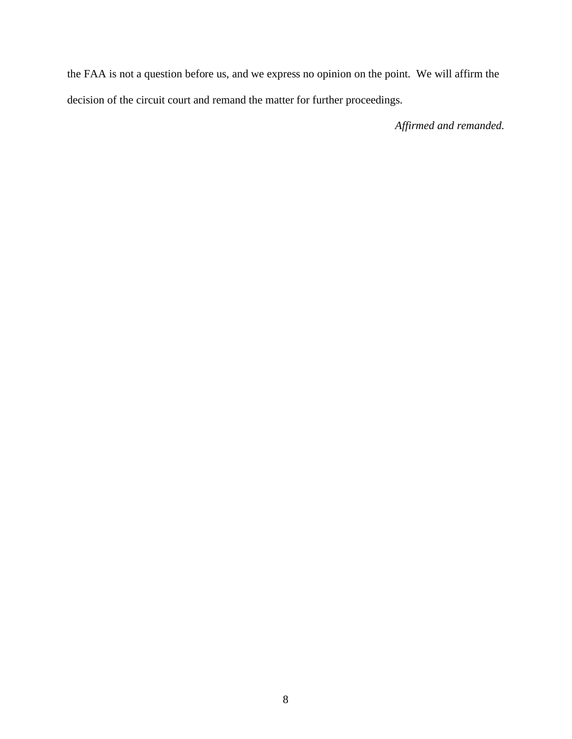the FAA is not a question before us, and we express no opinion on the point. We will affirm the decision of the circuit court and remand the matter for further proceedings.

*Affirmed and remanded.*